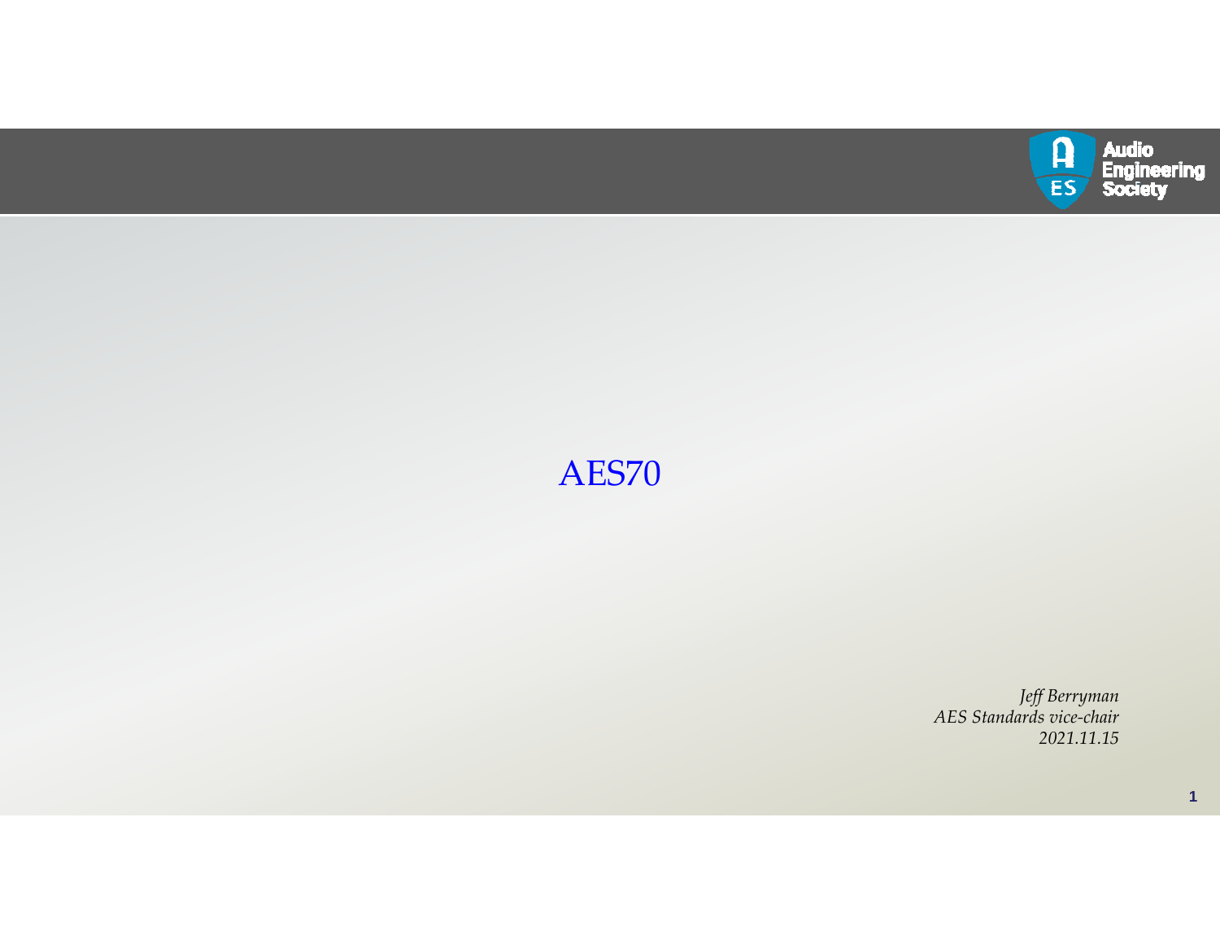# AES70

*Jeff Berryman*
*AES Standards vice-chair*
*2021.11.15*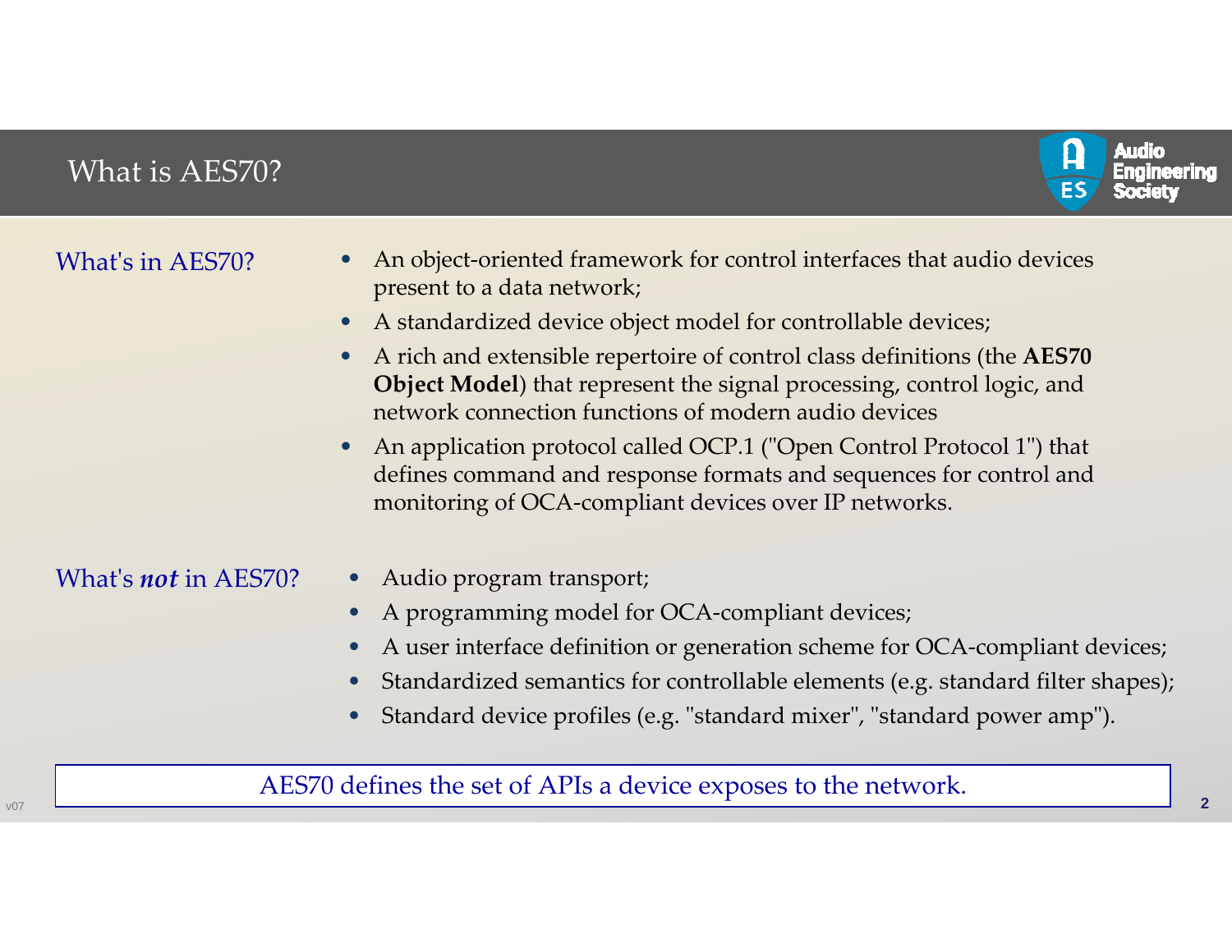# What is AES70?

**What's in AES70?**

- An object-oriented framework for control interfaces that audio devices present to a data network;
- A standardized device object model for controllable devices;
- A rich and extensible repertoire of control class definitions (the **AES70 Object Model**) that represent the signal processing, control logic, and network connection functions of modern audio devices
- An application protocol called OCP.1 ("Open Control Protocol 1") that defines command and response formats and sequences for control and monitoring of OCA-compliant devices over IP networks.

**What's *not* in AES70?**

- Audio program transport;
- A programming model for OCA-compliant devices;
- A user interface definition or generation scheme for OCA-compliant devices;
- Standardized semantics for controllable elements (e.g. standard filter shapes);
- Standard device profiles (e.g. "standard mixer", "standard power amp").

AES70 defines the set of APIs a device exposes to the network.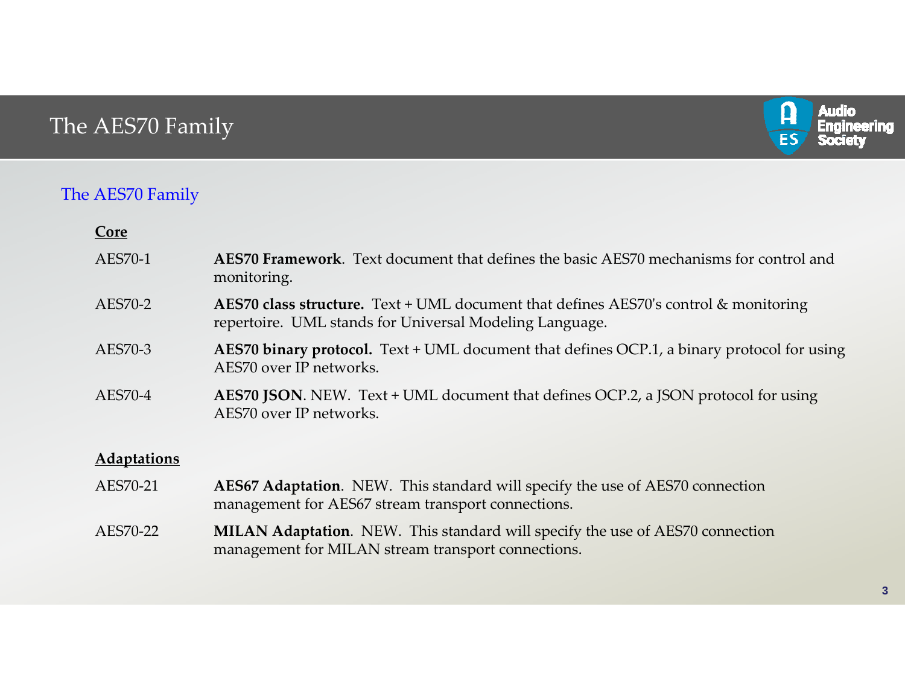# The AES70 Family

## The AES70 Family

**Core**

| | |
|---|---|
| AES70-1 | **AES70 Framework**. Text document that defines the basic AES70 mechanisms for control and monitoring. |
| AES70-2 | **AES70 class structure.** Text + UML document that defines AES70's control & monitoring repertoire. UML stands for Universal Modeling Language. |
| AES70-3 | **AES70 binary protocol.** Text + UML document that defines OCP.1, a binary protocol for using AES70 over IP networks. |
| AES70-4 | **AES70 JSON**. NEW. Text + UML document that defines OCP.2, a JSON protocol for using AES70 over IP networks. |

**Adaptations**

| | |
|---|---|
| AES70-21 | **AES67 Adaptation**. NEW. This standard will specify the use of AES70 connection management for AES67 stream transport connections. |
| AES70-22 | **MILAN Adaptation**. NEW. This standard will specify the use of AES70 connection management for MILAN stream transport connections. |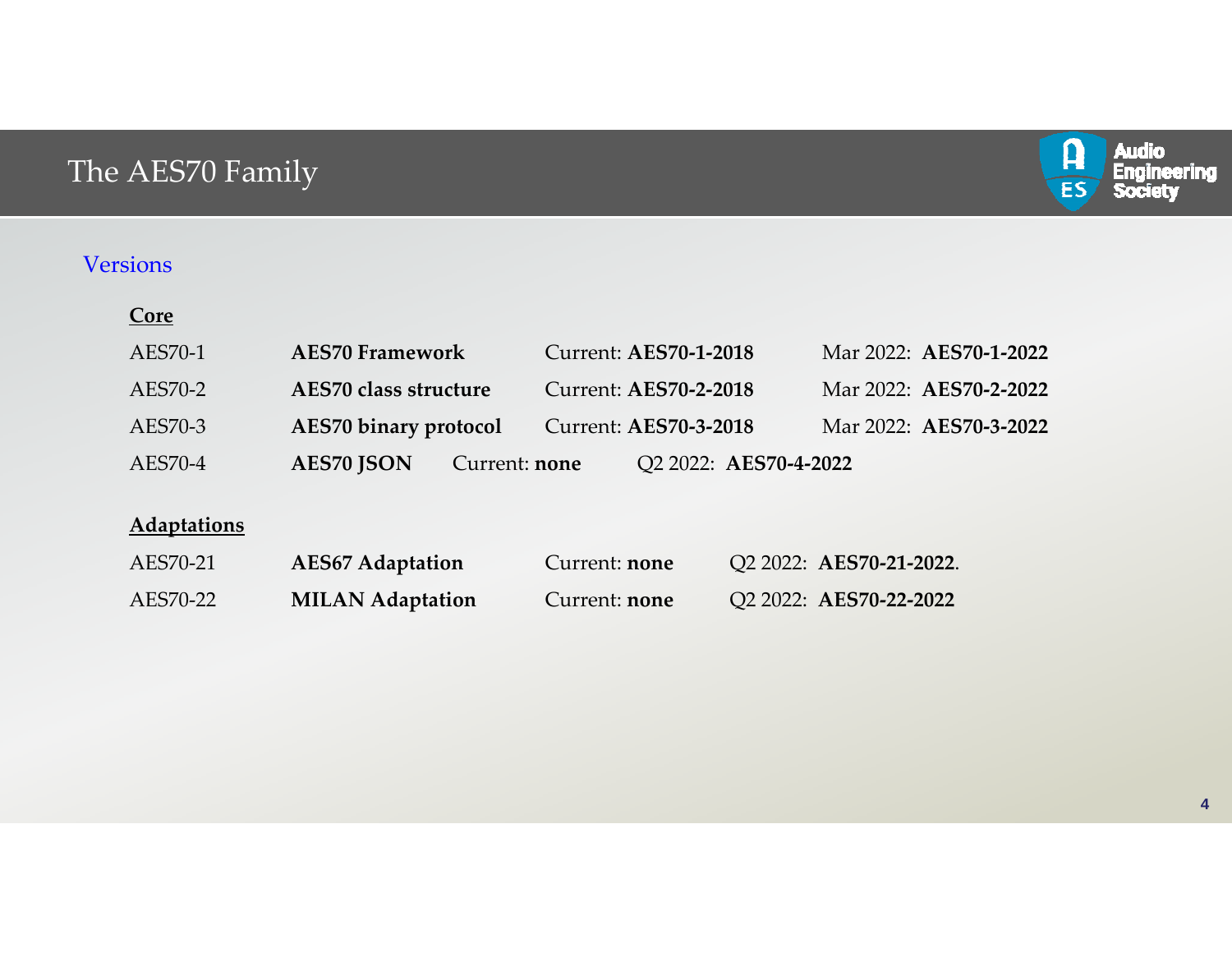# The AES70 Family

## Versions

### Core

| | | | |
|---|---|---|---|
| AES70-1 | **AES70 Framework** | Current: **AES70-1-2018** | Mar 2022: **AES70-1-2022** |
| AES70-2 | **AES70 class structure** | Current: **AES70-2-2018** | Mar 2022: **AES70-2-2022** |
| AES70-3 | **AES70 binary protocol** | Current: **AES70-3-2018** | Mar 2022: **AES70-3-2022** |
| AES70-4 | **AES70 JSON** | Current: **none** | Q2 2022: **AES70-4-2022** |

### Adaptations

| | | | |
|---|---|---|---|
| AES70-21 | **AES67 Adaptation** | Current: **none** | Q2 2022: **AES70-21-2022**. |
| AES70-22 | **MILAN Adaptation** | Current: **none** | Q2 2022: **AES70-22-2022** |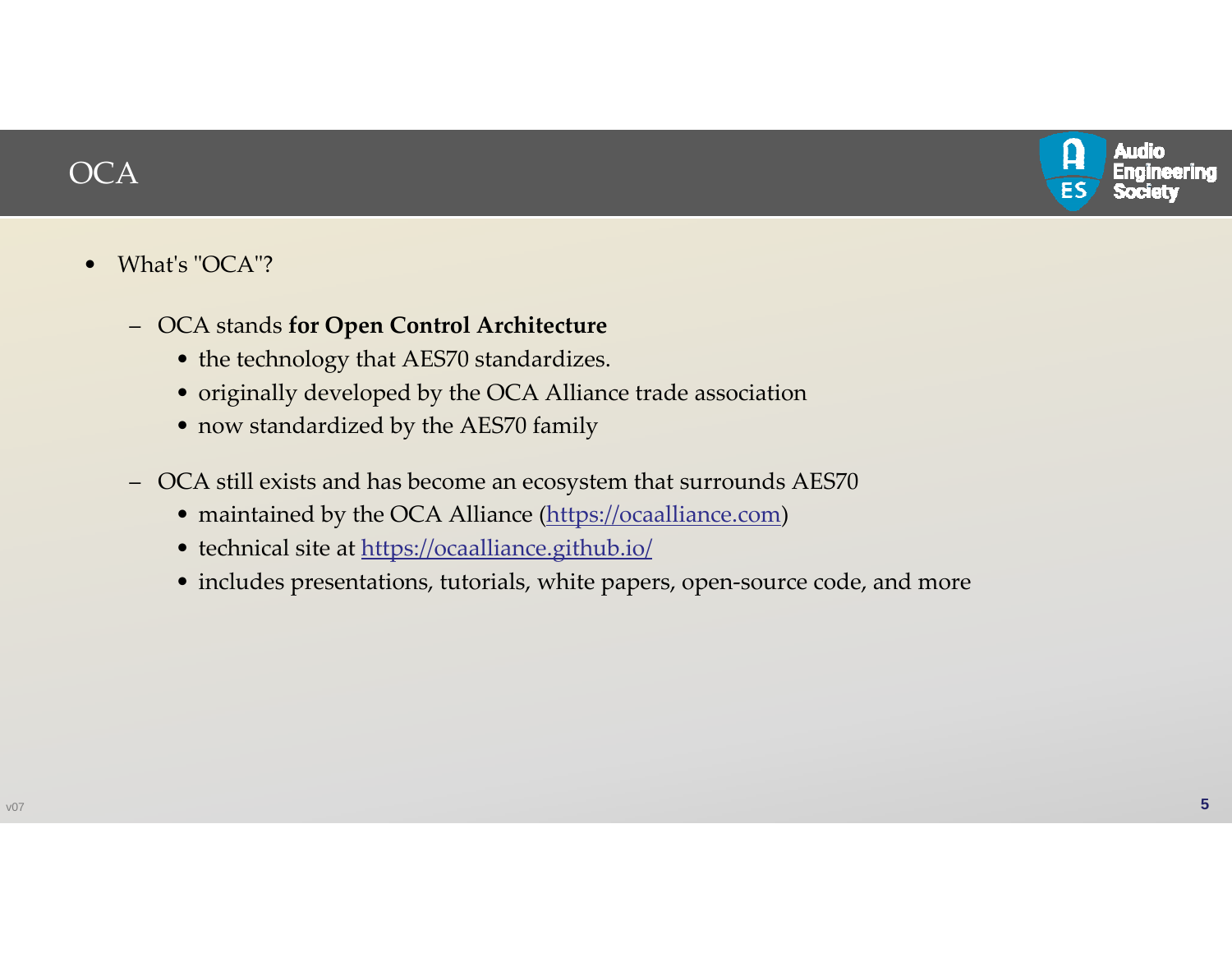# OCA

- What's "OCA"?
  - OCA stands **for Open Control Architecture**
    - the technology that AES70 standardizes.
    - originally developed by the OCA Alliance trade association
    - now standardized by the AES70 family
  - OCA still exists and has become an ecosystem that surrounds AES70
    - maintained by the OCA Alliance (https://ocaalliance.com)
    - technical site at https://ocaalliance.github.io/
    - includes presentations, tutorials, white papers, open-source code, and more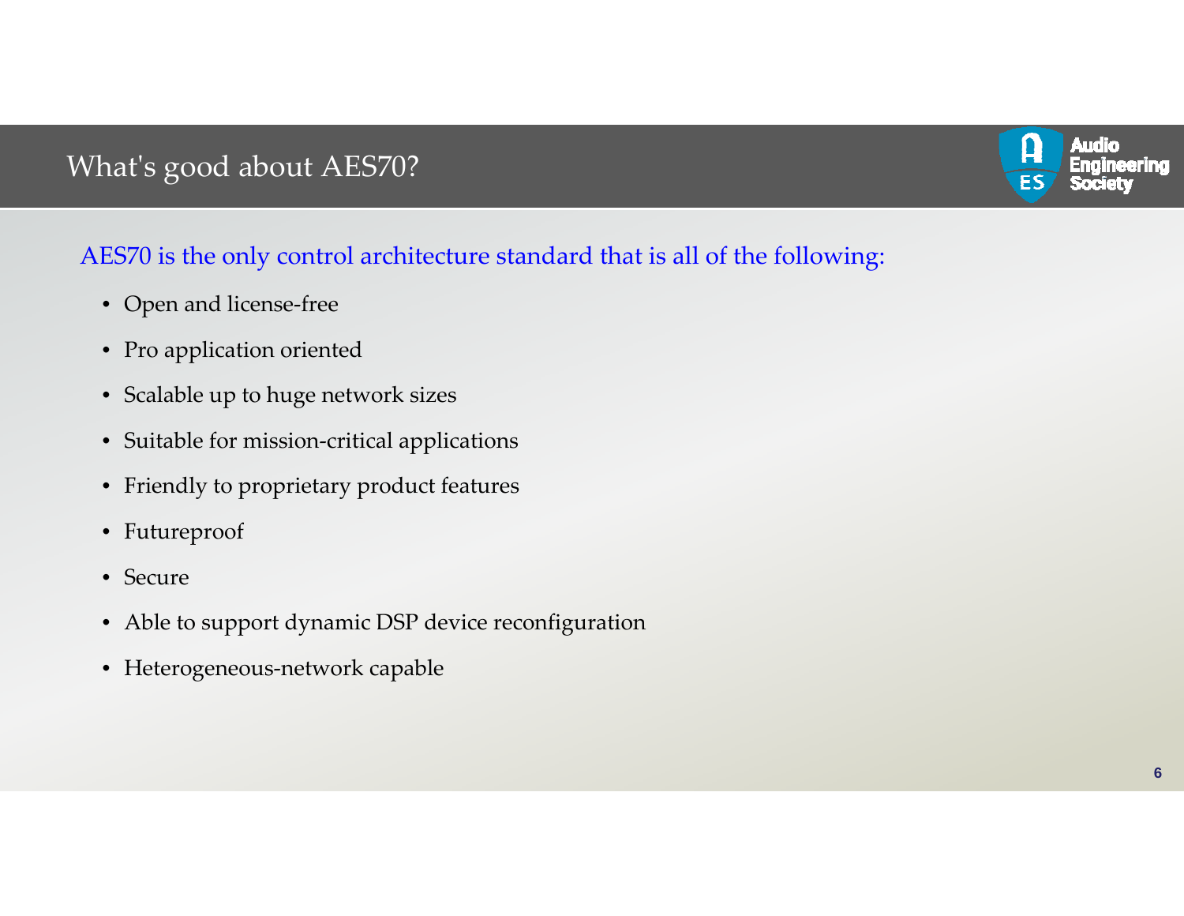# What's good about AES70?

AES70 is the only control architecture standard that is all of the following:

- Open and license-free
- Pro application oriented
- Scalable up to huge network sizes
- Suitable for mission-critical applications
- Friendly to proprietary product features
- Futureproof
- Secure
- Able to support dynamic DSP device reconfiguration
- Heterogeneous-network capable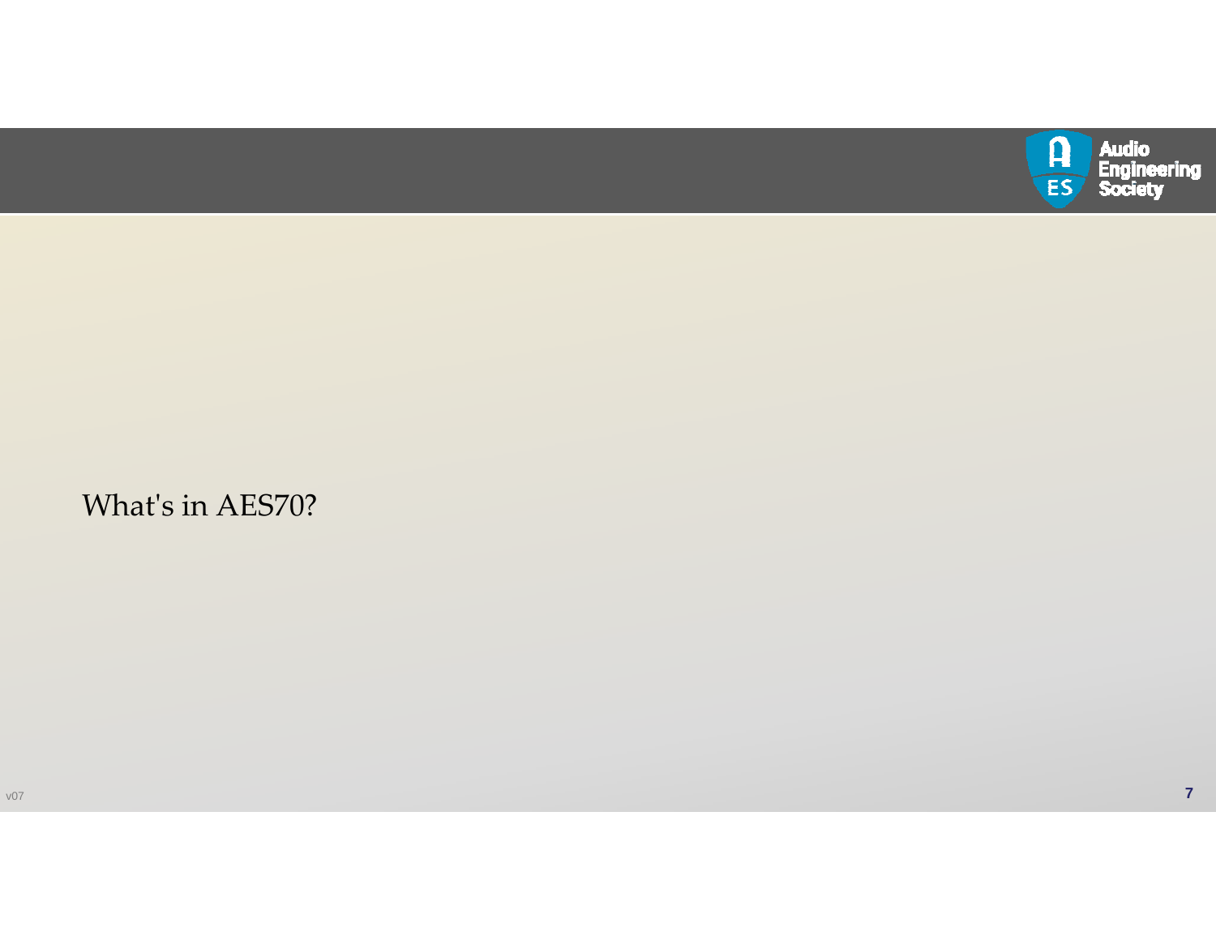# What's in AES70?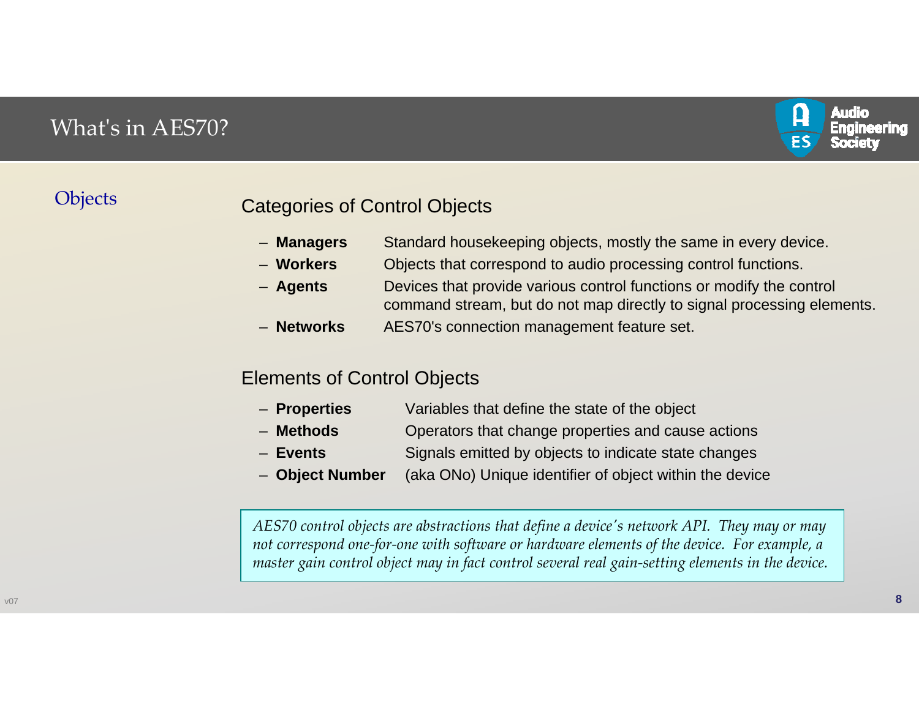# What's in AES70?

## Objects

### Categories of Control Objects

- **Managers** Standard housekeeping objects, mostly the same in every device.
- **Workers** Objects that correspond to audio processing control functions.
- **Agents** Devices that provide various control functions or modify the control command stream, but do not map directly to signal processing elements.
- **Networks** AES70's connection management feature set.

### Elements of Control Objects

- **Properties** Variables that define the state of the object
- **Methods** Operators that change properties and cause actions
- **Events** Signals emitted by objects to indicate state changes
- **Object Number** (aka ONo) Unique identifier of object within the device

*AES70 control objects are abstractions that define a device's network API. They may or may not correspond one-for-one with software or hardware elements of the device. For example, a master gain control object may in fact control several real gain-setting elements in the device.*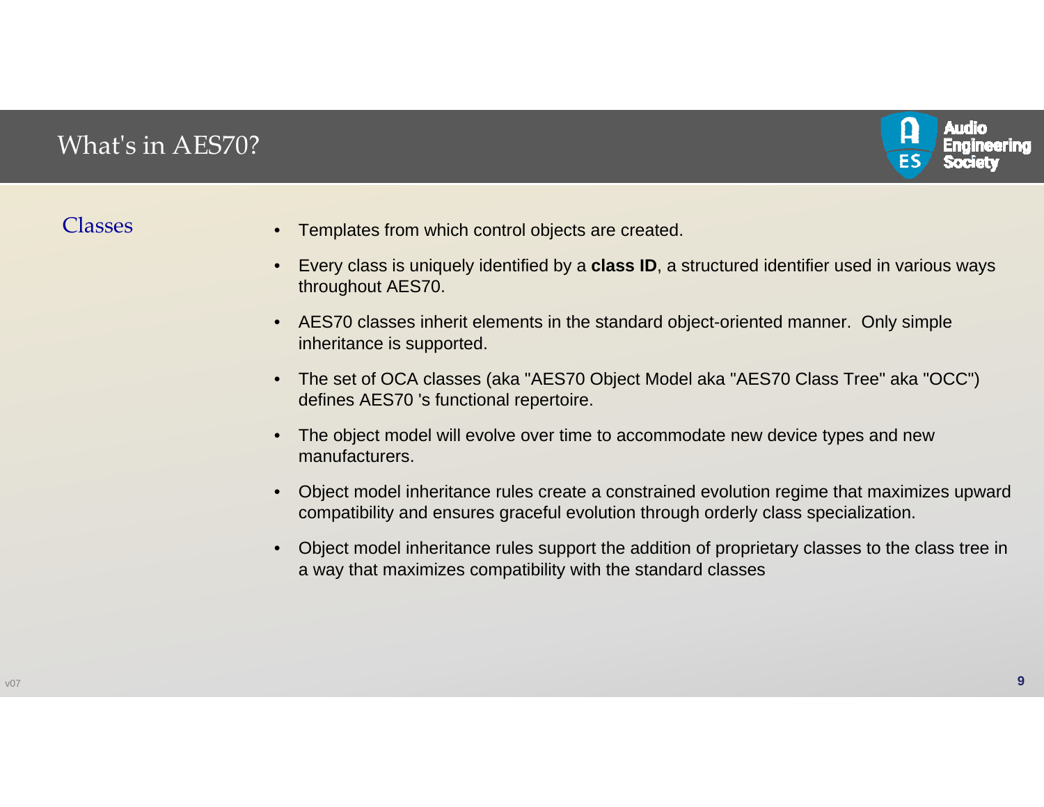# What's in AES70?

## Classes

- Templates from which control objects are created.
- Every class is uniquely identified by a **class ID**, a structured identifier used in various ways throughout AES70.
- AES70 classes inherit elements in the standard object-oriented manner. Only simple inheritance is supported.
- The set of OCA classes (aka "AES70 Object Model aka "AES70 Class Tree" aka "OCC") defines AES70 's functional repertoire.
- The object model will evolve over time to accommodate new device types and new manufacturers.
- Object model inheritance rules create a constrained evolution regime that maximizes upward compatibility and ensures graceful evolution through orderly class specialization.
- Object model inheritance rules support the addition of proprietary classes to the class tree in a way that maximizes compatibility with the standard classes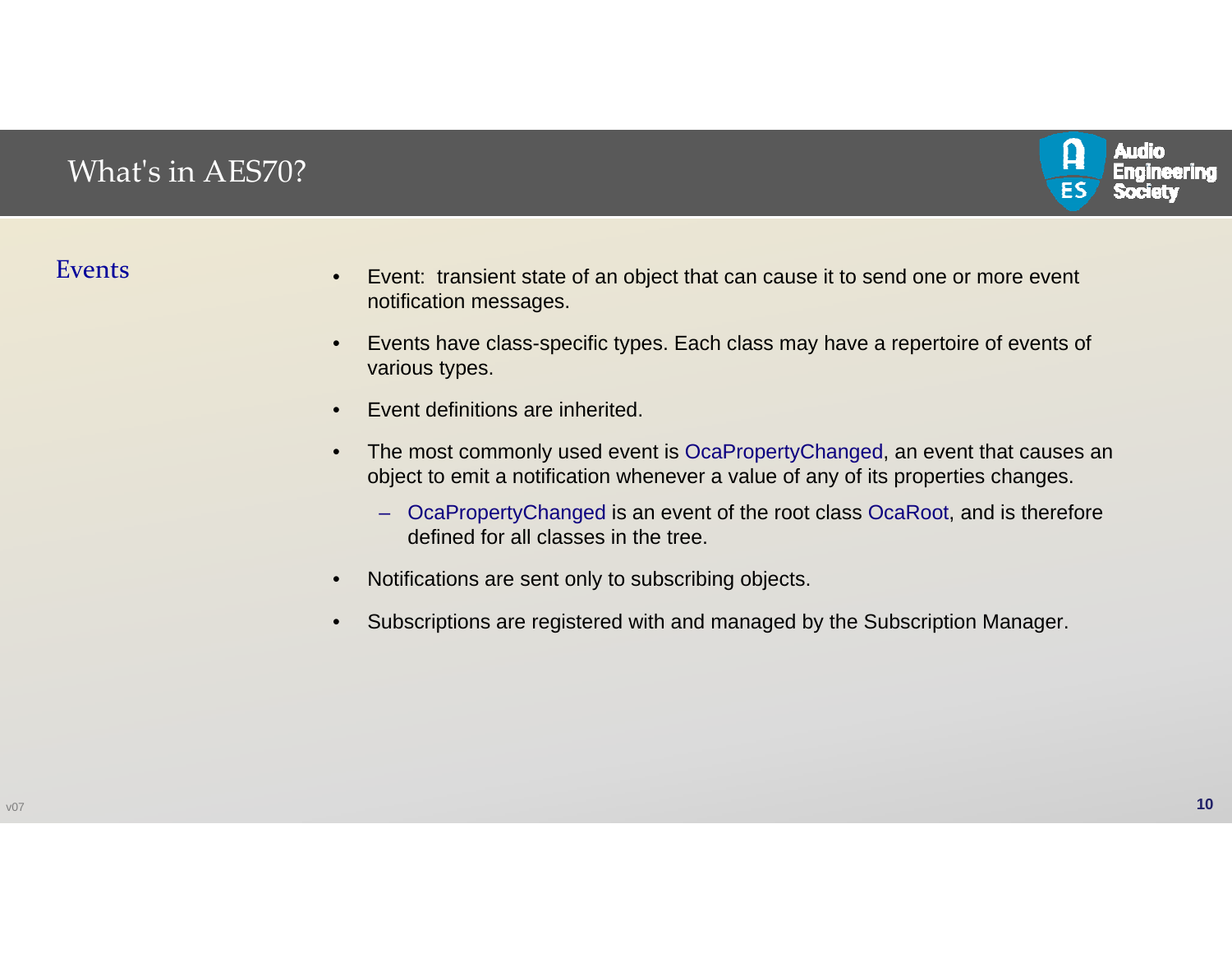# What's in AES70?

## Events

- Event: transient state of an object that can cause it to send one or more event notification messages.
- Events have class-specific types. Each class may have a repertoire of events of various types.
- Event definitions are inherited.
- The most commonly used event is OcaPropertyChanged, an event that causes an object to emit a notification whenever a value of any of its properties changes.
  - OcaPropertyChanged is an event of the root class OcaRoot, and is therefore defined for all classes in the tree.
- Notifications are sent only to subscribing objects.
- Subscriptions are registered with and managed by the Subscription Manager.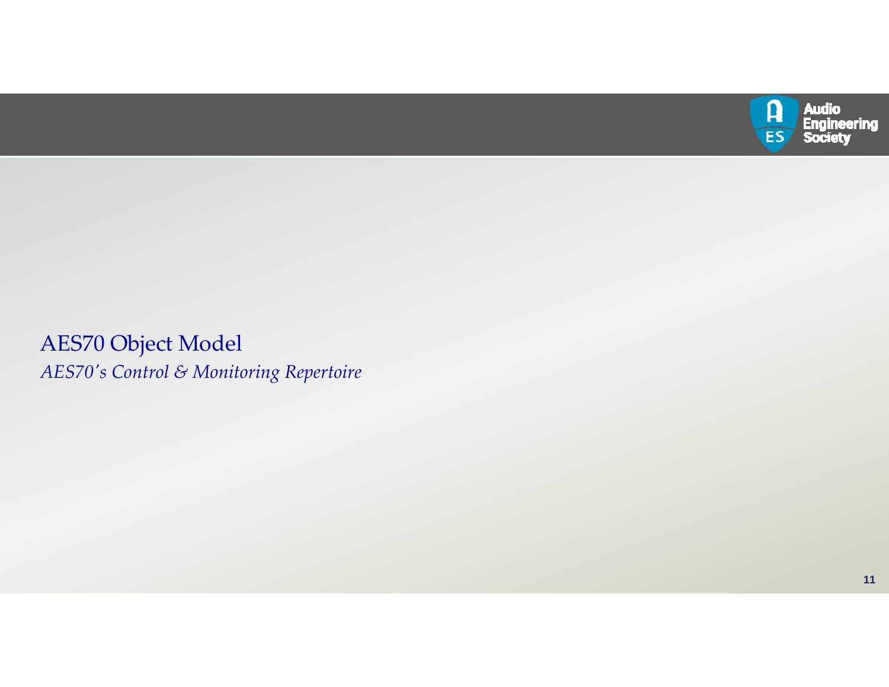# AES70 Object Model

*AES70's Control & Monitoring Repertoire*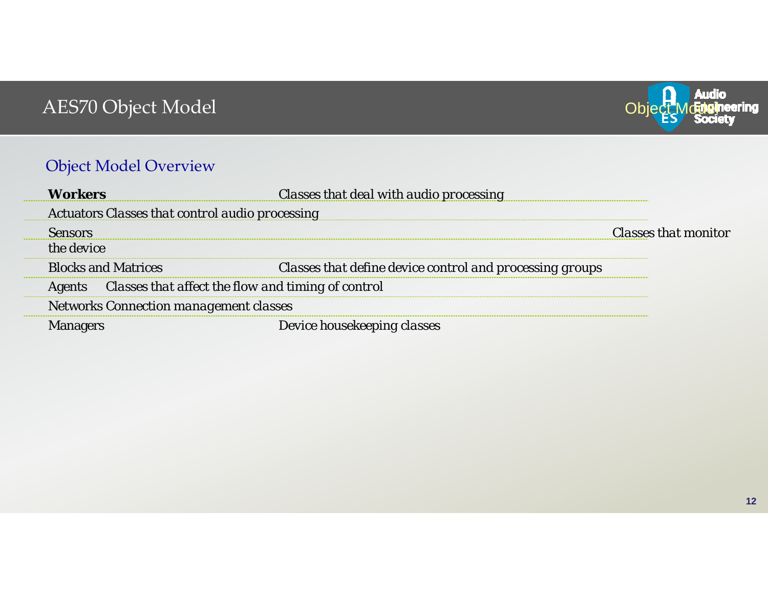# AES70 Object Model

## Object Model Overview

| | |
|---|---|
| **Workers** | *Classes that deal with audio processing* |
| Actuators | *Classes that control audio processing* |
| Sensors | *Classes that monitor the device* |
| Blocks and Matrices | *Classes that define device control and processing groups* |
| Agents | *Classes that affect the flow and timing of control* |
| Networks | *Connection management classes* |
| Managers | *Device housekeeping classes* |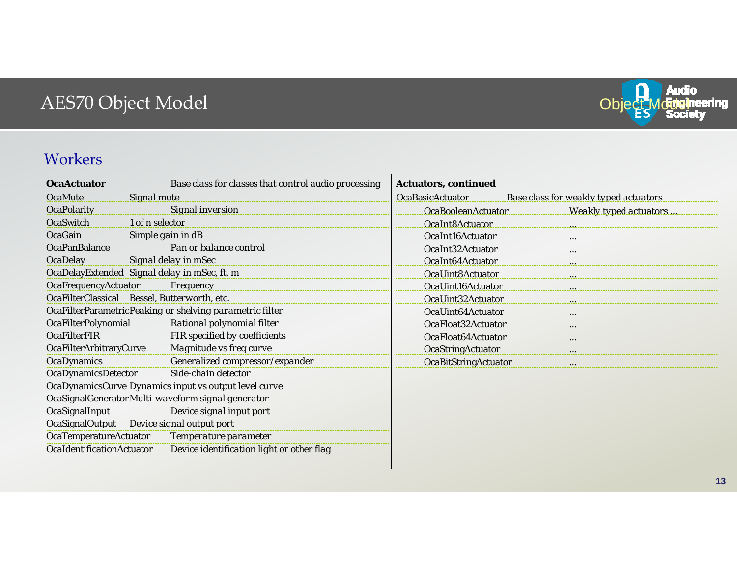# AES70 Object Model

## Workers

| OcaActuator | Base class for classes that control audio processing |
|---|---|
| OcaMute | Signal mute |
| OcaPolarity | Signal inversion |
| OcaSwitch | 1 of n selector |
| OcaGain | Simple gain in dB |
| OcaPanBalance | Pan or balance control |
| OcaDelay | Signal delay in mSec |
| OcaDelayExtended | Signal delay in mSec, ft, m |
| OcaFrequencyActuator | Frequency |
| OcaFilterClassical | Bessel, Butterworth, etc. |
| OcaFilterParametric | Peaking or shelving parametric filter |
| OcaFilterPolynomial | Rational polynomial filter |
| OcaFilterFIR | FIR specified by coefficients |
| OcaFilterArbitraryCurve | Magnitude vs freq curve |
| OcaDynamics | Generalized compressor/expander |
| OcaDynamicsDetector | Side-chain detector |
| OcaDynamicsCurve | Dynamics input vs output level curve |
| OcaSignalGenerator | Multi-waveform signal generator |
| OcaSignalInput | Device signal input port |
| OcaSignalOutput | Device signal output port |
| OcaTemperatureActuator | Temperature parameter |
| OcaIdentificationActuator | Device identification light or other flag |

**Actuators, continued**

| OcaBasicActuator | | Base class for weakly typed actuators |
|---|---|---|
| | OcaBooleanActuator | Weakly typed actuators ... |
| | OcaInt8Actuator | ... |
| | OcaInt16Actuator | ... |
| | OcaInt32Actuator | ... |
| | OcaInt64Actuator | ... |
| | OcaUint8Actuator | ... |
| | OcaUint16Actuator | ... |
| | OcaUint32Actuator | ... |
| | OcaUint64Actuator | ... |
| | OcaFloat32Actuator | ... |
| | OcaFloat64Actuator | ... |
| | OcaStringActuator | ... |
| | OcaBitStringActuator | ... |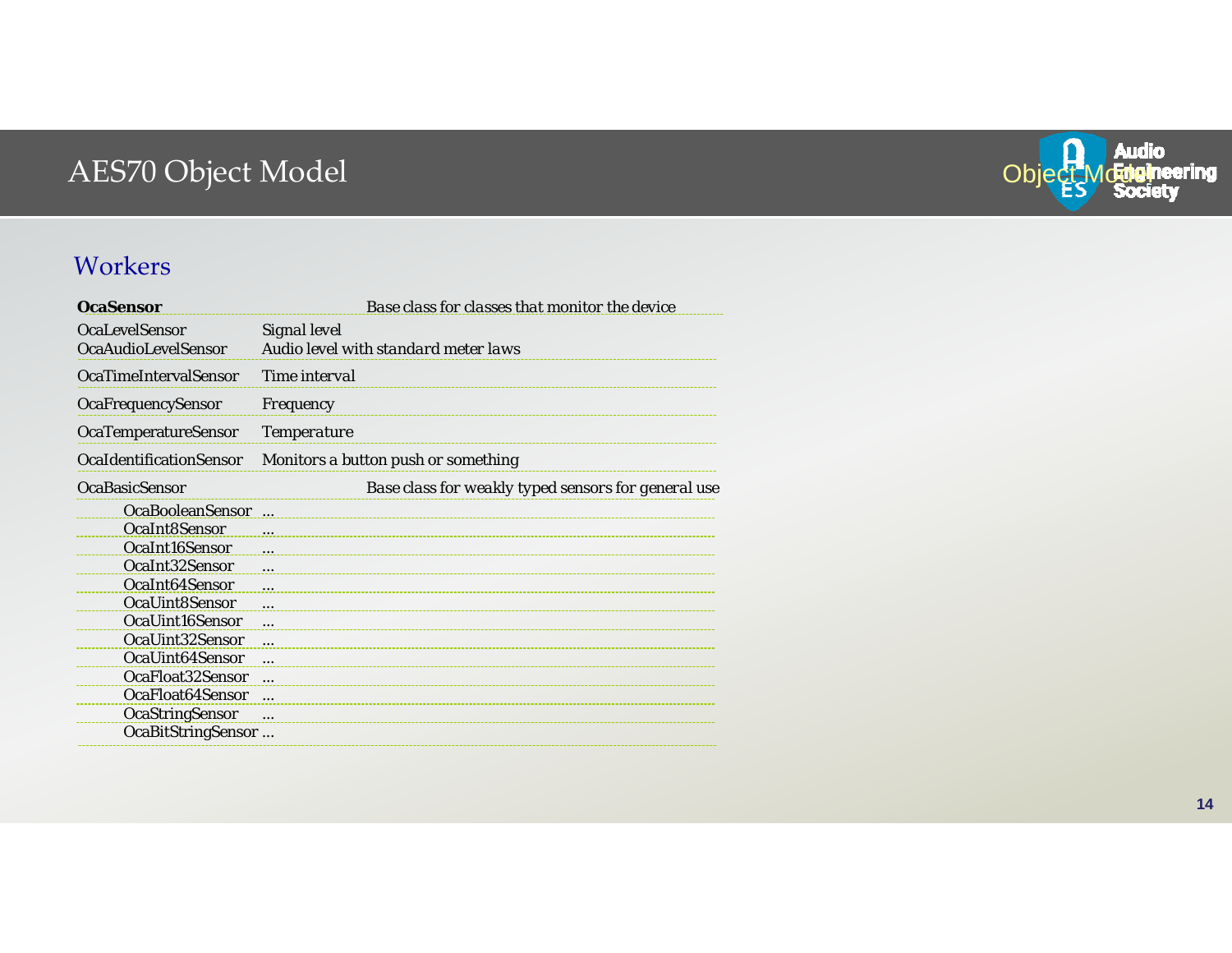# AES70 Object Model

## Workers

| Class | Description |
|---|---|
| **OcaSensor** | Base class for classes that monitor the device |
| OcaLevelSensor | Signal level |
| OcaAudioLevelSensor | Audio level with standard meter laws |
| OcaTimeIntervalSensor | Time interval |
| OcaFrequencySensor | Frequency |
| OcaTemperatureSensor | Temperature |
| OcaIdentificationSensor | Monitors a button push or something |
| OcaBasicSensor | Base class for weakly typed sensors for general use |
| OcaBooleanSensor | ... |
| OcaInt8Sensor | ... |
| OcaInt16Sensor | ... |
| OcaInt32Sensor | ... |
| OcaInt64Sensor | ... |
| OcaUint8Sensor | ... |
| OcaUint16Sensor | ... |
| OcaUint32Sensor | ... |
| OcaUint64Sensor | ... |
| OcaFloat32Sensor | ... |
| OcaFloat64Sensor | ... |
| OcaStringSensor | ... |
| OcaBitStringSensor | ... |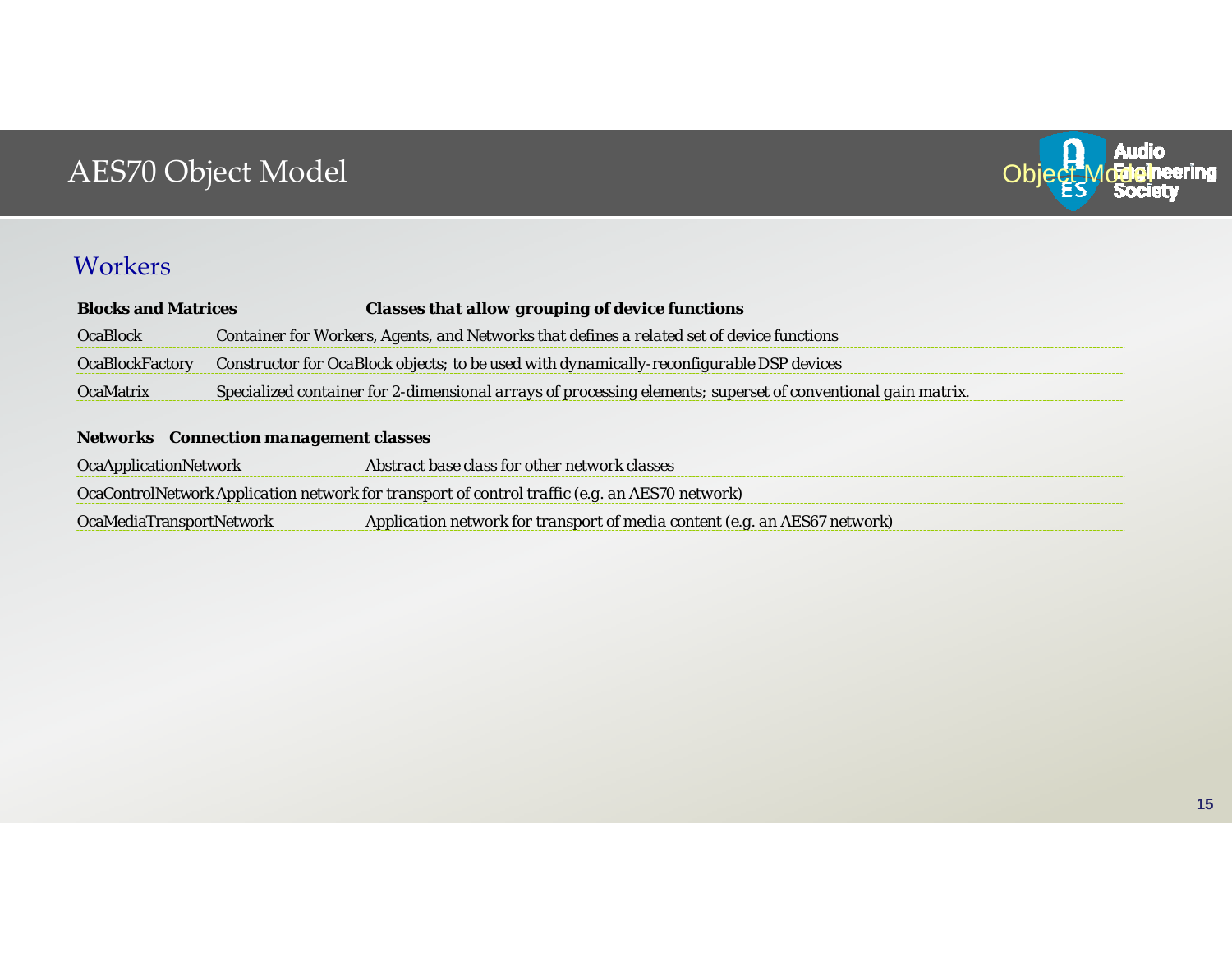# AES70 Object Model

## Workers

| **Blocks and Matrices** | ***Classes that allow grouping of device functions*** |
|---|---|
| OcaBlock | Container for Workers, Agents, and Networks that defines a related set of device functions |
| OcaBlockFactory | Constructor for OcaBlock objects; to be used with dynamically-reconfigurable DSP devices |
| OcaMatrix | Specialized container for 2-dimensional arrays of processing elements; superset of conventional gain matrix. |

| **Networks** | ***Connection management classes*** |
|---|---|
| OcaApplicationNetwork | Abstract base class for other network classes |
| OcaControlNetwork | Application network for transport of control traffic (e.g. an AES70 network) |
| OcaMediaTransportNetwork | Application network for transport of media content (e.g. an AES67 network) |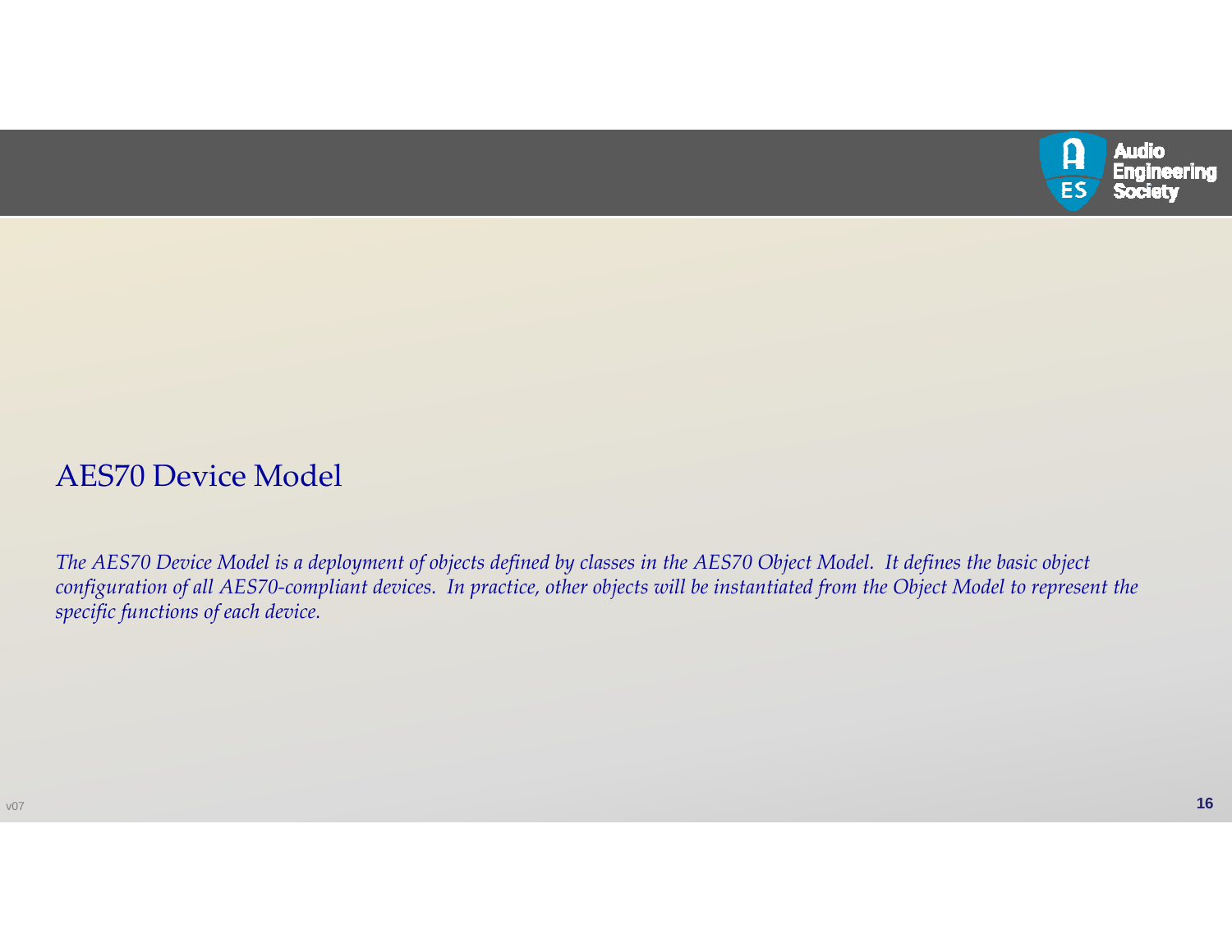## AES70 Device Model

*The AES70 Device Model is a deployment of objects defined by classes in the AES70 Object Model. It defines the basic object configuration of all AES70-compliant devices. In practice, other objects will be instantiated from the Object Model to represent the specific functions of each device.*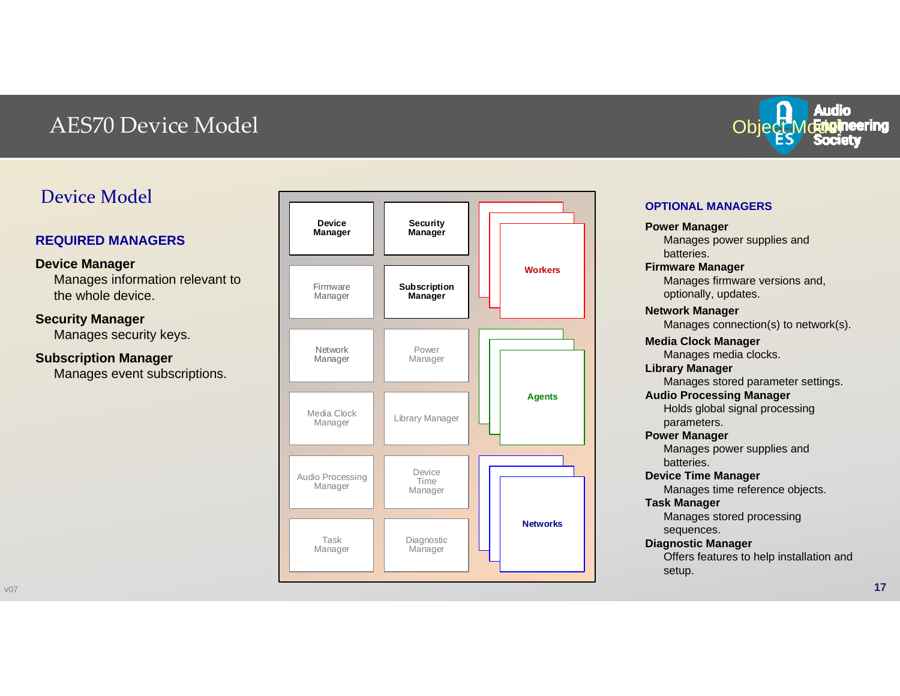# AES70 Device Model

## Device Model

### REQUIRED MANAGERS

**Device Manager**
Manages information relevant to the whole device.

**Security Manager**
Manages security keys.

**Subscription Manager**
Manages event subscriptions.

| | | |
|---|---|---|
| **Device Manager** | **Security Manager** | Workers |
| Firmware Manager | **Subscription Manager** | |
| Network Manager | Power Manager | Agents |
| Media Clock Manager | Library Manager | |
| Audio Processing Manager | Device Time Manager | Networks |
| Task Manager | Diagnostic Manager | |

### OPTIONAL MANAGERS

**Power Manager**
Manages power supplies and batteries.

**Firmware Manager**
Manages firmware versions and, optionally, updates.

**Network Manager**
Manages connection(s) to network(s).

**Media Clock Manager**
Manages media clocks.

**Library Manager**
Manages stored parameter settings.

**Audio Processing Manager**
Holds global signal processing parameters.

**Power Manager**
Manages power supplies and batteries.

**Device Time Manager**
Manages time reference objects.

**Task Manager**
Manages stored processing sequences.

**Diagnostic Manager**
Offers features to help installation and setup.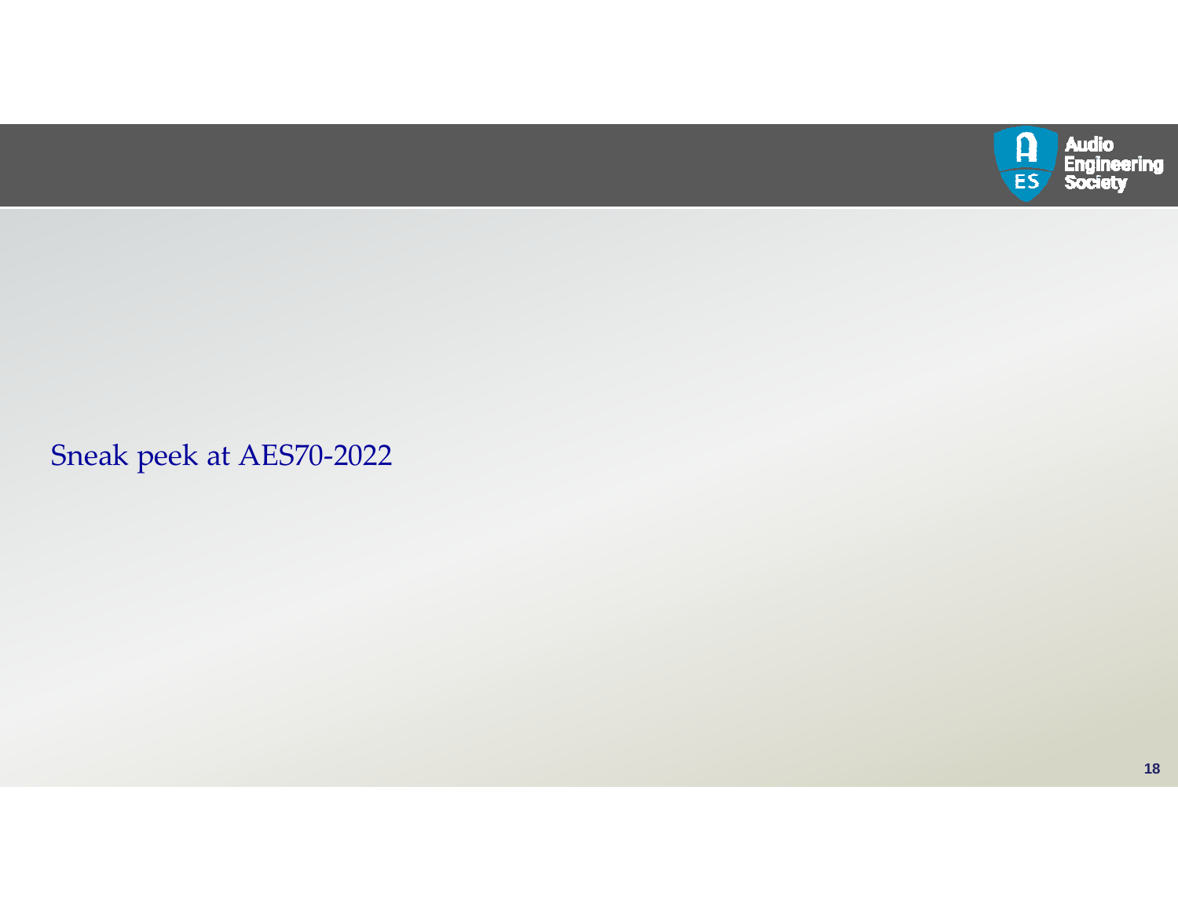# Sneak peek at AES70-2022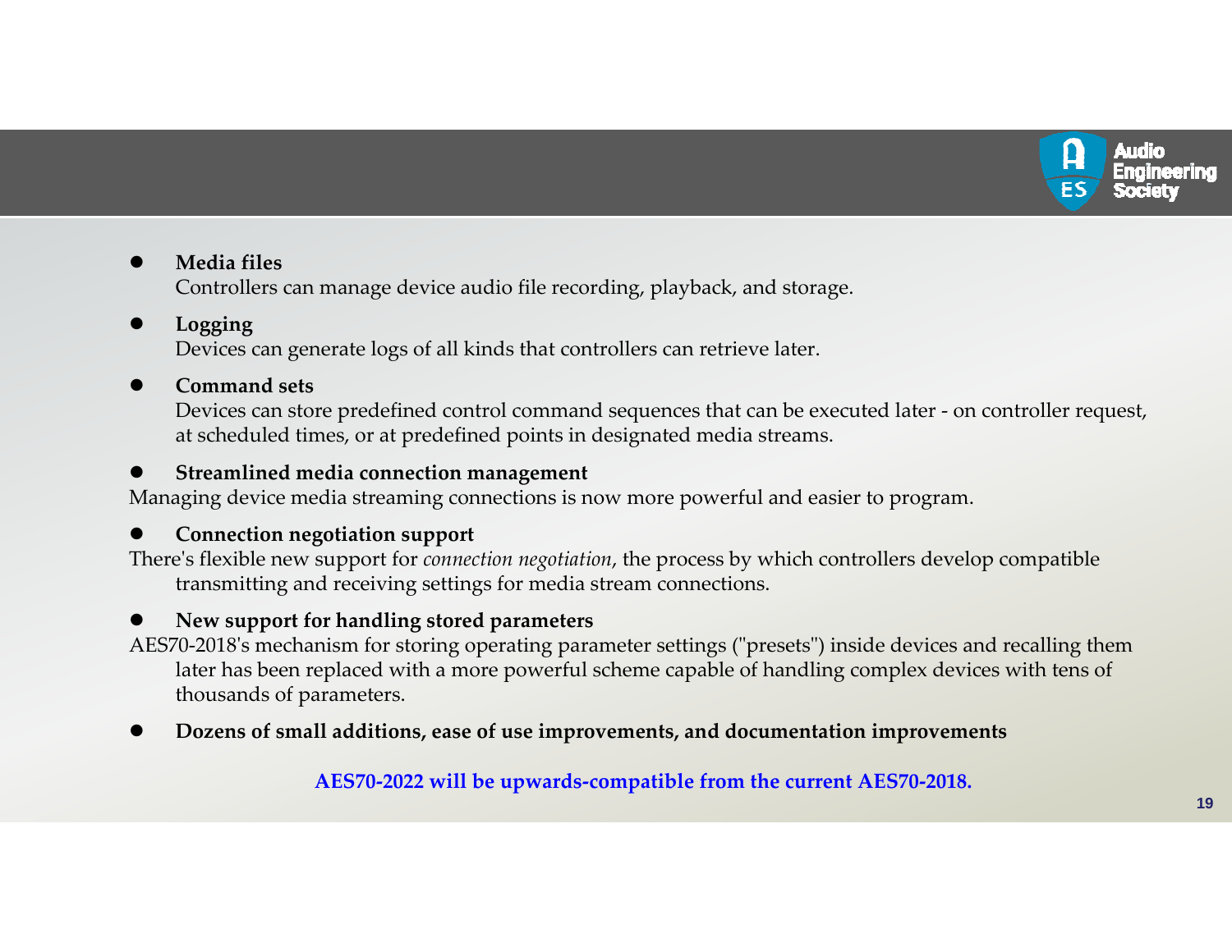- **Media files**
  Controllers can manage device audio file recording, playback, and storage.

- **Logging**
  Devices can generate logs of all kinds that controllers can retrieve later.

- **Command sets**
  Devices can store predefined control command sequences that can be executed later - on controller request, at scheduled times, or at predefined points in designated media streams.

- **Streamlined media connection management**
  Managing device media streaming connections is now more powerful and easier to program.

- **Connection negotiation support**
  There's flexible new support for *connection negotiation*, the process by which controllers develop compatible transmitting and receiving settings for media stream connections.

- **New support for handling stored parameters**
  AES70-2018's mechanism for storing operating parameter settings ("presets") inside devices and recalling them later has been replaced with a more powerful scheme capable of handling complex devices with tens of thousands of parameters.

- **Dozens of small additions, ease of use improvements, and documentation improvements**

**AES70-2022 will be upwards-compatible from the current AES70-2018.**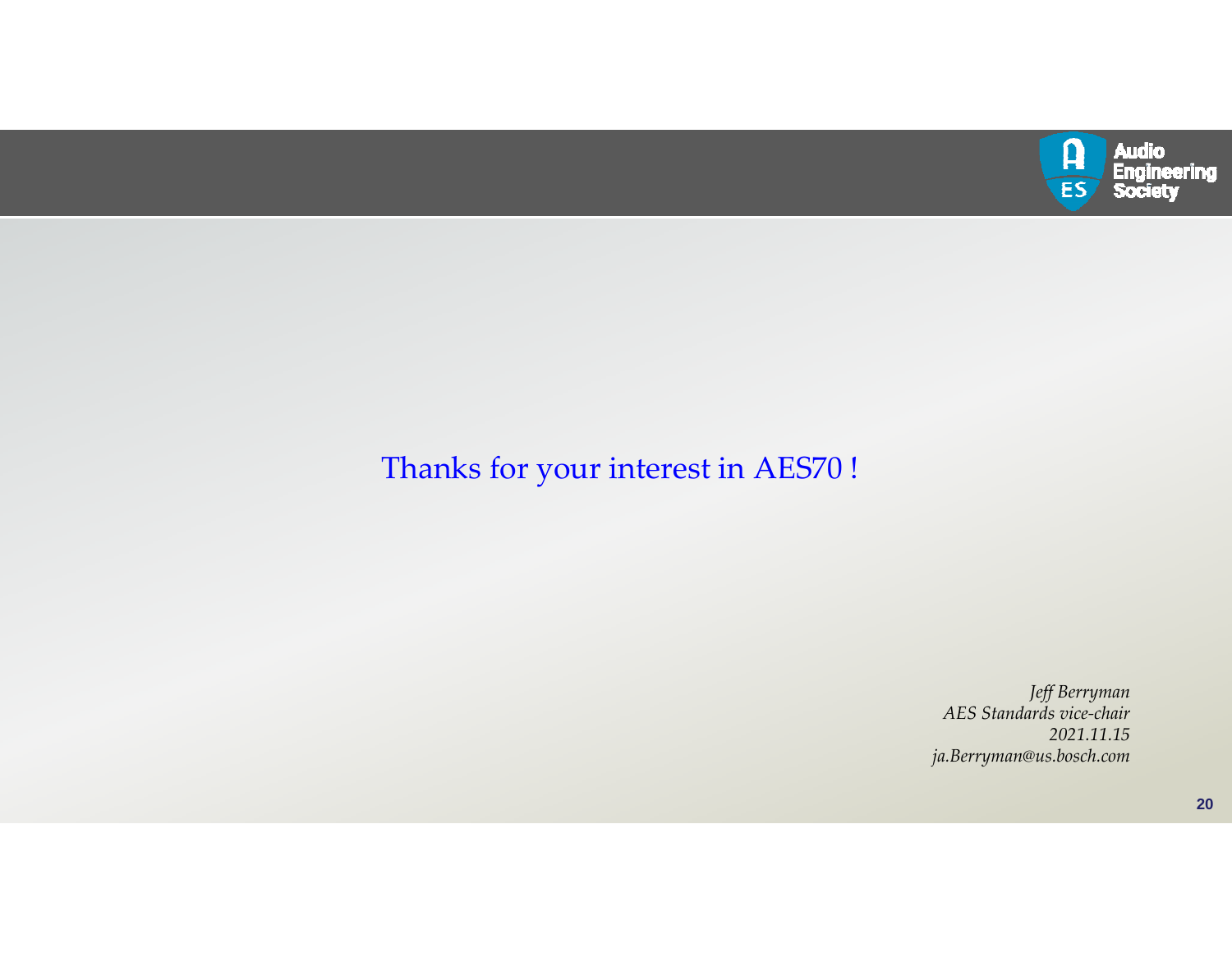Thanks for your interest in AES70 !

*Jeff Berryman*
*AES Standards vice-chair*
*2021.11.15*
*ja.Berryman@us.bosch.com*